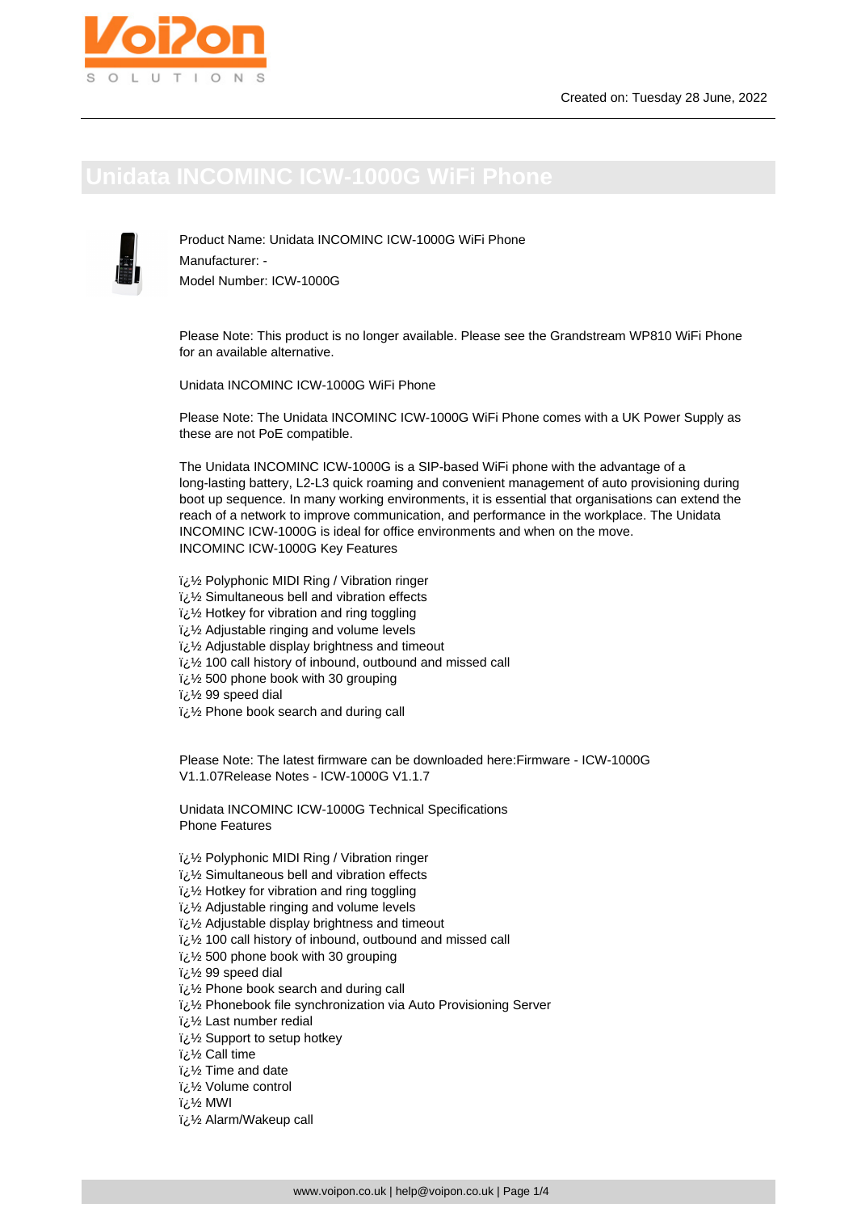# Unidata INCOMINC ICW-1000G WiFi Phone

Product Name: Unidata INCOMINC ICW-1000G WiFi Phone
Manufacturer: -
Model Number: ICW-1000G

Please Note: This product is no longer available. Please see the Grandstream WP810 WiFi Phone for an available alternative.

Unidata INCOMINC ICW-1000G WiFi Phone

Please Note: The Unidata INCOMINC ICW-1000G WiFi Phone comes with a UK Power Supply as these are not PoE compatible.

The Unidata INCOMINC ICW-1000G is a SIP-based WiFi phone with the advantage of a long-lasting battery, L2-L3 quick roaming and convenient management of auto provisioning during boot up sequence. In many working environments, it is essential that organisations can extend the reach of a network to improve communication, and performance in the workplace. The Unidata INCOMINC ICW-1000G is ideal for office environments and when on the move.
INCOMINC ICW-1000G Key Features

ï¿½ Polyphonic MIDI Ring / Vibration ringer
ï¿½ Simultaneous bell and vibration effects
ï¿½ Hotkey for vibration and ring toggling
ï¿½ Adjustable ringing and volume levels
ï¿½ Adjustable display brightness and timeout
ï¿½ 100 call history of inbound, outbound and missed call
ï¿½ 500 phone book with 30 grouping
ï¿½ 99 speed dial
ï¿½ Phone book search and during call

Please Note: The latest firmware can be downloaded here:Firmware - ICW-1000G V1.1.07Release Notes - ICW-1000G V1.1.7

Unidata INCOMINC ICW-1000G Technical Specifications
Phone Features

ï¿½ Polyphonic MIDI Ring / Vibration ringer
ï¿½ Simultaneous bell and vibration effects
ï¿½ Hotkey for vibration and ring toggling
ï¿½ Adjustable ringing and volume levels
ï¿½ Adjustable display brightness and timeout
ï¿½ 100 call history of inbound, outbound and missed call
ï¿½ 500 phone book with 30 grouping
ï¿½ 99 speed dial
ï¿½ Phone book search and during call
ï¿½ Phonebook file synchronization via Auto Provisioning Server
ï¿½ Last number redial
ï¿½ Support to setup hotkey
ï¿½ Call time
ï¿½ Time and date
ï¿½ Volume control
ï¿½ MWI
ï¿½ Alarm/Wakeup call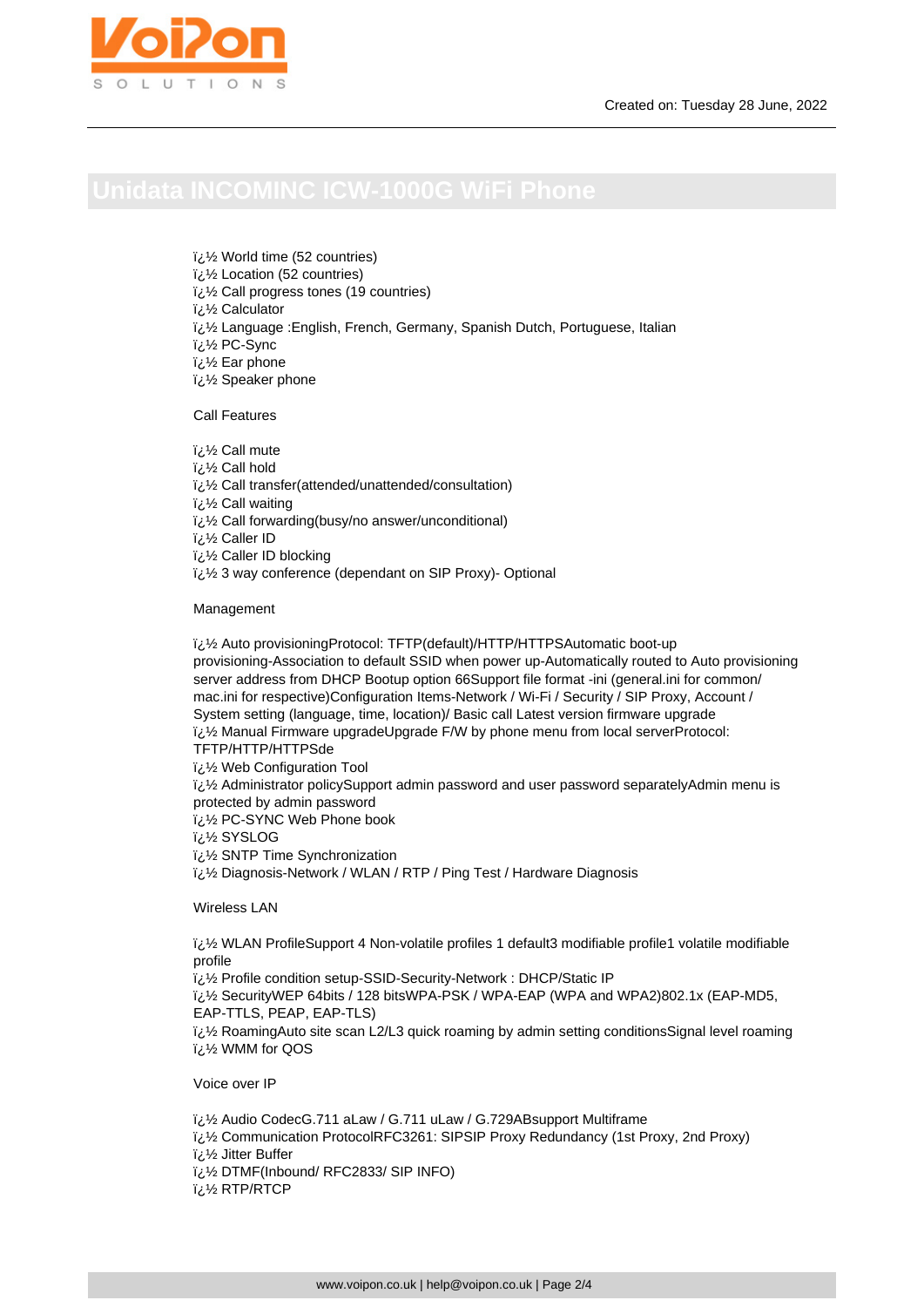# Unidata INCOMINC ICW-1000G WiFi Phone

ï¿½ World time (52 countries)
ï¿½ Location (52 countries)
ï¿½ Call progress tones (19 countries)
ï¿½ Calculator
ï¿½ Language :English, French, Germany, Spanish Dutch, Portuguese, Italian
ï¿½ PC-Sync
ï¿½ Ear phone
ï¿½ Speaker phone

Call Features

ï¿½ Call mute
ï¿½ Call hold
ï¿½ Call transfer(attended/unattended/consultation)
ï¿½ Call waiting
ï¿½ Call forwarding(busy/no answer/unconditional)
ï¿½ Caller ID
ï¿½ Caller ID blocking
ï¿½ 3 way conference (dependant on SIP Proxy)- Optional

Management

ï¿½ Auto provisioningProtocol: TFTP(default)/HTTP/HTTPSAutomatic boot-up provisioning-Association to default SSID when power up-Automatically routed to Auto provisioning server address from DHCP Bootup option 66Support file format -ini (general.ini for common/ mac.ini for respective)Configuration Items-Network / Wi-Fi / Security / SIP Proxy, Account / System setting (language, time, location)/ Basic call Latest version firmware upgrade
ï¿½ Manual Firmware upgradeUpgrade F/W by phone menu from local serverProtocol: TFTP/HTTP/HTTPSde
ï¿½ Web Configuration Tool
ï¿½ Administrator policySupport admin password and user password separatelyAdmin menu is protected by admin password
ï¿½ PC-SYNC Web Phone book
ï¿½ SYSLOG
ï¿½ SNTP Time Synchronization
ï¿½ Diagnosis-Network / WLAN / RTP / Ping Test / Hardware Diagnosis

Wireless LAN

ï¿½ WLAN ProfileSupport 4 Non-volatile profiles 1 default3 modifiable profile1 volatile modifiable profile
ï¿½ Profile condition setup-SSID-Security-Network : DHCP/Static IP
ï¿½ SecurityWEP 64bits / 128 bitsWPA-PSK / WPA-EAP (WPA and WPA2)802.1x (EAP-MD5, EAP-TTLS, PEAP, EAP-TLS)
ï¿½ RoamingAuto site scan L2/L3 quick roaming by admin setting conditionsSignal level roaming
ï¿½ WMM for QOS

Voice over IP

ï¿½ Audio CodecG.711 aLaw / G.711 uLaw / G.729ABsupport Multiframe
ï¿½ Communication ProtocolRFC3261: SIPSIP Proxy Redundancy (1st Proxy, 2nd Proxy)
ï¿½ Jitter Buffer
ï¿½ DTMF(Inbound/ RFC2833/ SIP INFO)
ï¿½ RTP/RTCP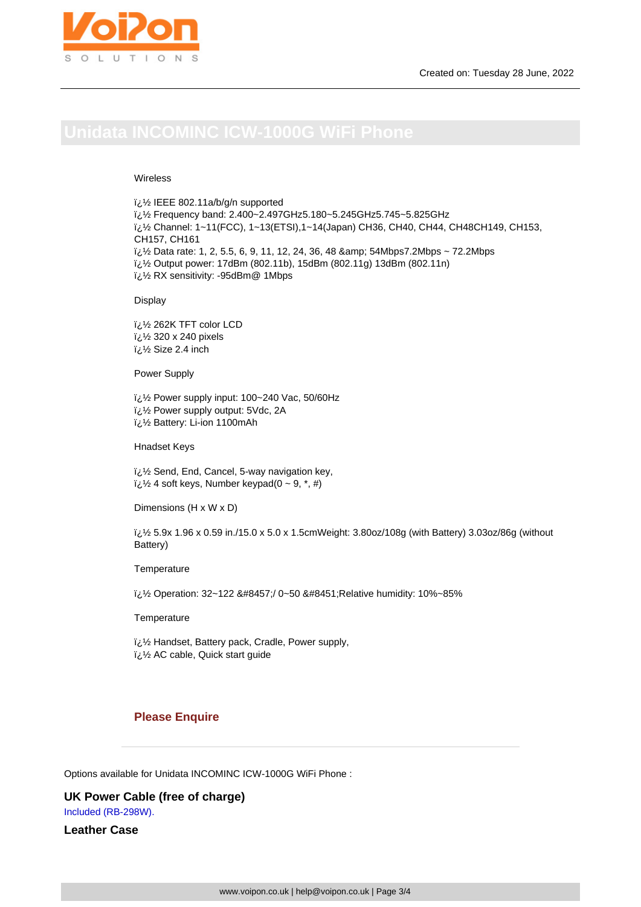# Unidata INCOMINC ICW-1000G WiFi Phone

Wireless

ï¿½ IEEE 802.11a/b/g/n supported
ï¿½ Frequency band: 2.400~2.497GHz5.180~5.245GHz5.745~5.825GHz
ï¿½ Channel: 1~11(FCC), 1~13(ETSI),1~14(Japan) CH36, CH40, CH44, CH48CH149, CH153, CH157, CH161
ï¿½ Data rate: 1, 2, 5.5, 6, 9, 11, 12, 24, 36, 48 &amp; 54Mbps7.2Mbps ~ 72.2Mbps
ï¿½ Output power: 17dBm (802.11b), 15dBm (802.11g) 13dBm (802.11n)
ï¿½ RX sensitivity: -95dBm@ 1Mbps

Display

ï¿½ 262K TFT color LCD
ï¿½ 320 x 240 pixels
ï¿½ Size 2.4 inch

Power Supply

ï¿½ Power supply input: 100~240 Vac, 50/60Hz
ï¿½ Power supply output: 5Vdc, 2A
ï¿½ Battery: Li-ion 1100mAh

Hnadset Keys

ï¿½ Send, End, Cancel, 5-way navigation key,
ï¿½ 4 soft keys, Number keypad(0 ~ 9, *, #)

Dimensions (H x W x D)

ï¿½ 5.9x 1.96 x 0.59 in./15.0 x 5.0 x 1.5cmWeight: 3.80oz/108g (with Battery) 3.03oz/86g (without Battery)

Temperature

ï¿½ Operation: 32~122 &#8457;/ 0~50 &#8451;Relative humidity: 10%~85%

Temperature

ï¿½ Handset, Battery pack, Cradle, Power supply,
ï¿½ AC cable, Quick start guide

**Please Enquire**

---

Options available for Unidata INCOMINC ICW-1000G WiFi Phone :

**UK Power Cable (free of charge)**
Included (RB-298W).

**Leather Case**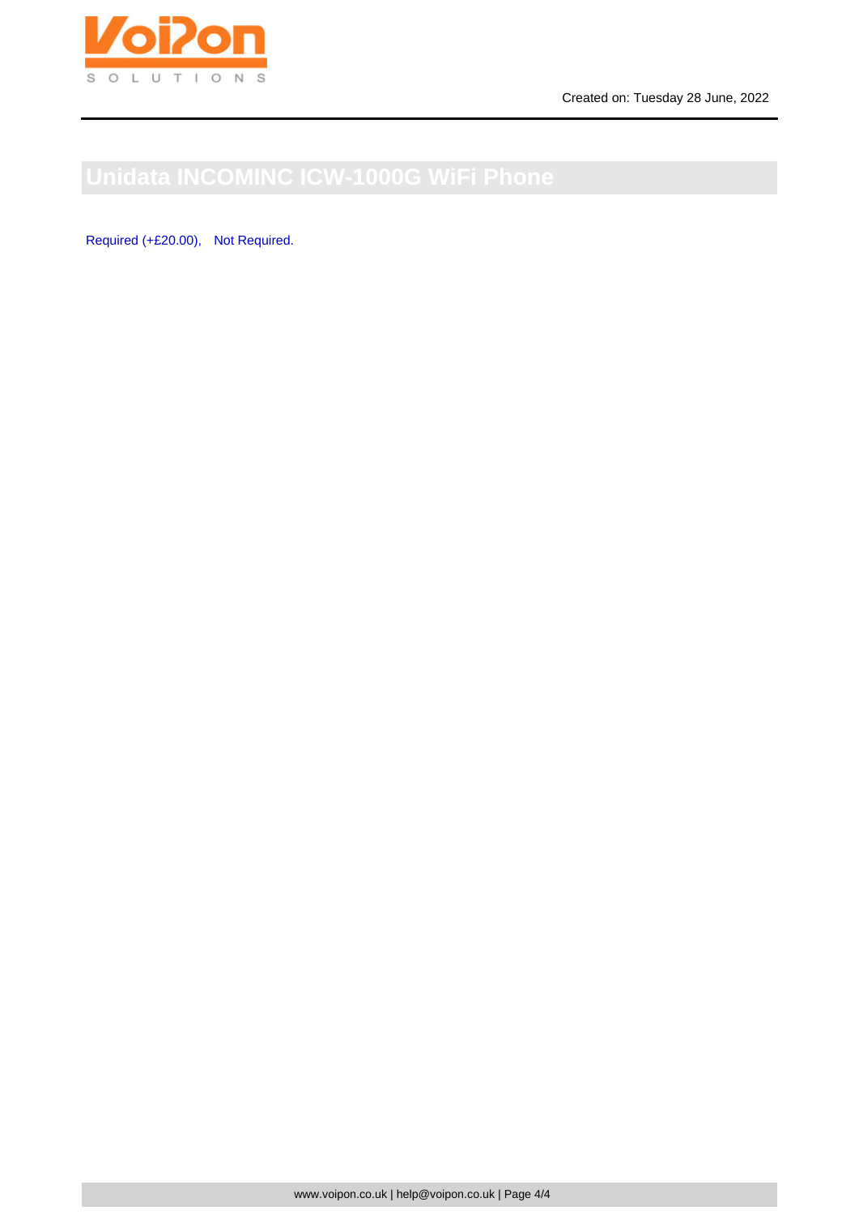# Unidata INCOMINC ICW-1000G WiFi Phone

Required (+£20.00), Not Required.